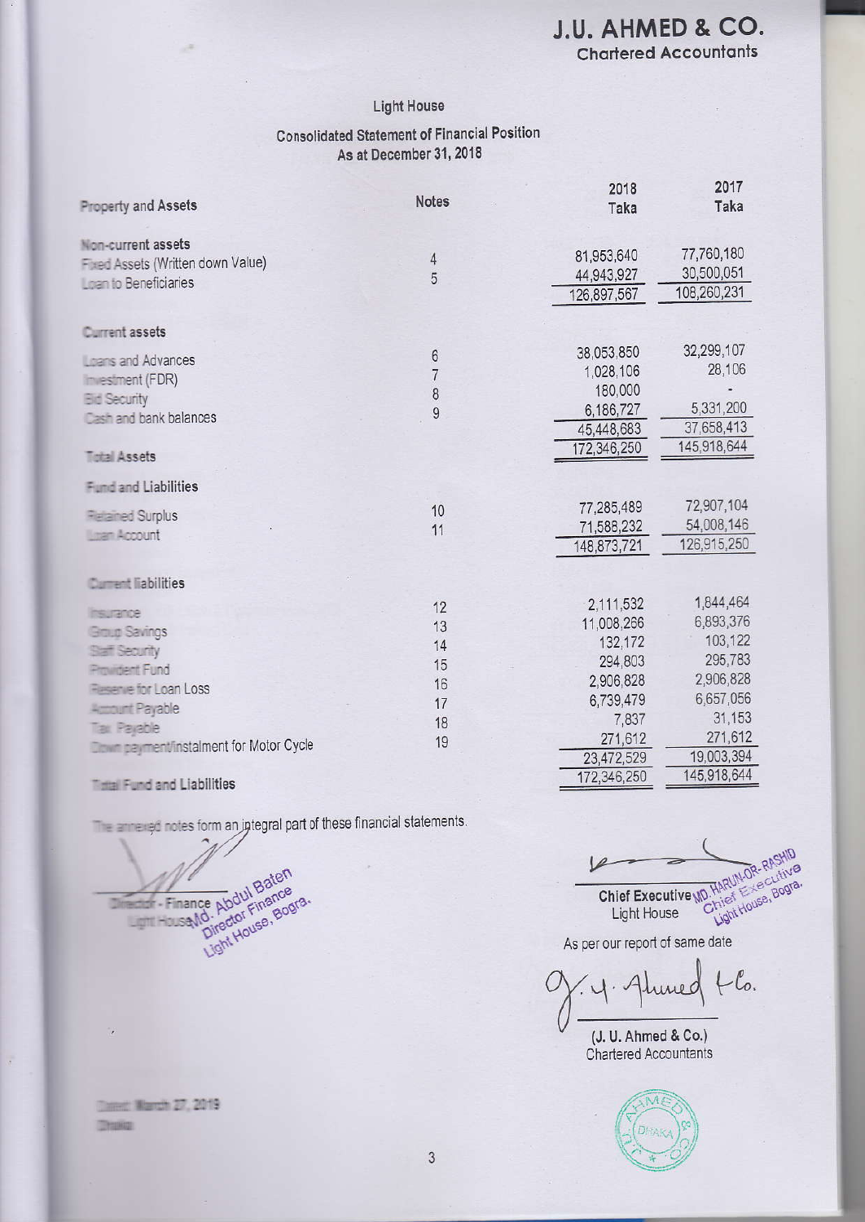# J.U. AHMED & CO.
Chartered Accountants

## Light House

### Consolidated Statement of Financial Position
As at December 31, 2018

| Property and Assets | Notes | 2018 Taka | 2017 Taka |
|---|---|---|---|
| **Non-current assets** | | | |
| Fixed Assets (Written down Value) | 4 | 81,953,640 | 77,760,180 |
| Loan to Beneficiaries | 5 | 44,943,927 | 30,500,051 |
| | | 126,897,567 | 108,260,231 |
| **Current assets** | | | |
| Loans and Advances | 6 | 38,053,850 | 32,299,107 |
| Investment (FDR) | 7 | 1,028,106 | 28,106 |
| Bid Security | 8 | 180,000 | - |
| Cash and bank balances | 9 | 6,186,727 | 5,331,200 |
| | | 45,448,683 | 37,658,413 |
| **Total Assets** | | 172,346,250 | 145,918,644 |
| **Fund and Liabilities** | | | |
| Retained Surplus | 10 | 77,285,489 | 72,907,104 |
| Loan Account | 11 | 71,588,232 | 54,008,146 |
| | | 148,873,721 | 126,915,250 |
| **Current liabilities** | | | |
| Insurance | 12 | 2,111,532 | 1,844,464 |
| Group Savings | 13 | 11,008,266 | 6,893,376 |
| Staff Security | 14 | 132,172 | 103,122 |
| Provident Fund | 15 | 294,803 | 295,783 |
| Reserve for Loan Loss | 16 | 2,906,828 | 2,906,828 |
| Account Payable | 17 | 6,739,479 | 6,657,056 |
| Tax Payable | 18 | 7,837 | 31,153 |
| Down payment/instalment for Motor Cycle | 19 | 271,612 | 271,612 |
| | | 23,472,529 | 19,003,394 |
| **Total Fund and Liabilities** | | 172,346,250 | 145,918,644 |

The annexed notes form an integral part of these financial statements.

Director - Finance
Light House
Md. Abdul Baten
Director Finance
Light House, Bogra.

Chief Executive
Light House
MD. HARUN-OR-RASHID
Chief Executive
Light House, Bogra.

As per our report of same date

(J. U. Ahmed & Co.)
Chartered Accountants

Dated: March 27, 2019
Dhaka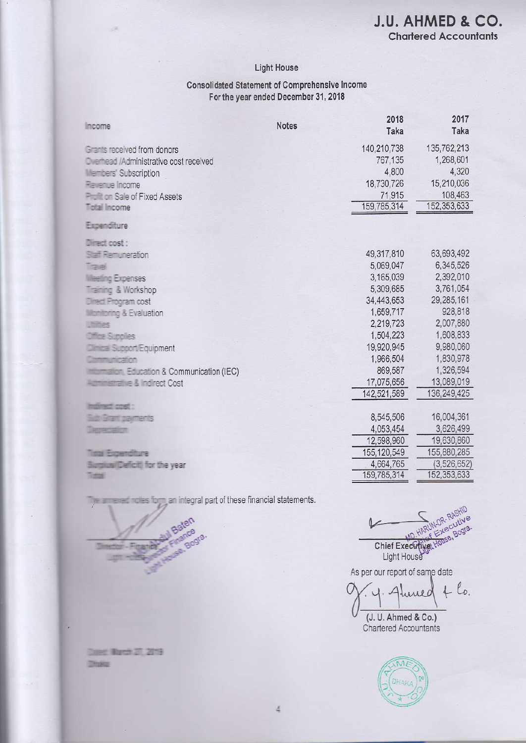# J.U. AHMED & CO.
Chartered Accountants

## Light House

### Consolidated Statement of Comprehensive Income
For the year ended December 31, 2018

| Income | Notes | 2018 Taka | 2017 Taka |
|---|---|---|---|
| Grants received from donors | | 140,210,738 | 135,762,213 |
| Overhead /Administrative cost received | | 767,135 | 1,268,601 |
| Members' Subscription | | 4,800 | 4,320 |
| Revenue Income | | 18,730,726 | 15,210,036 |
| Profit on Sale of Fixed Assets | | 71,915 | 108,463 |
| **Total Income** | | 159,785,314 | 152,353,633 |
| **Expenditure** | | | |
| Direct cost : | | | |
| Staff Remuneration | | 49,317,810 | 63,693,492 |
| Travel | | 5,069,047 | 6,345,526 |
| Meeting Expenses | | 3,165,039 | 2,392,010 |
| Training & Workshop | | 5,309,685 | 3,761,054 |
| Direct Program cost | | 34,443,653 | 29,285,161 |
| Monitoring & Evaluation | | 1,659,717 | 928,818 |
| Utilities | | 2,219,723 | 2,007,880 |
| Office Supplies | | 1,504,223 | 1,608,833 |
| Clinical Support/Equipment | | 19,920,945 | 9,980,060 |
| Communication | | 1,966,504 | 1,830,978 |
| Information, Education & Communication (IEC) | | 869,587 | 1,326,594 |
| Administrative & Indirect Cost | | 17,075,656 | 13,089,019 |
| | | 142,521,589 | 136,249,425 |
| Indirect cost : | | | |
| Sub Grant payments | | 8,545,506 | 16,004,361 |
| Depreciation | | 4,053,454 | 3,626,499 |
| | | 12,598,960 | 19,630,860 |
| Total Expenditure | | 155,120,549 | 155,880,285 |
| Surplus/(Deficit) for the year | | 4,664,765 | (3,526,652) |
| Total | | 159,785,314 | 152,353,633 |

The annexed notes form an integral part of these financial statements.

Director - Finance
Light House

Abdul Baten
Director Finance
Light House, Bogra.

Chief Executive
Light House

MD. HARUN-OR-RASHID
Chief Executive
Light House, Bogra.

As per our report of same date

(J. U. Ahmed & Co.)
Chartered Accountants

Dated: March 27, 2019
Dhaka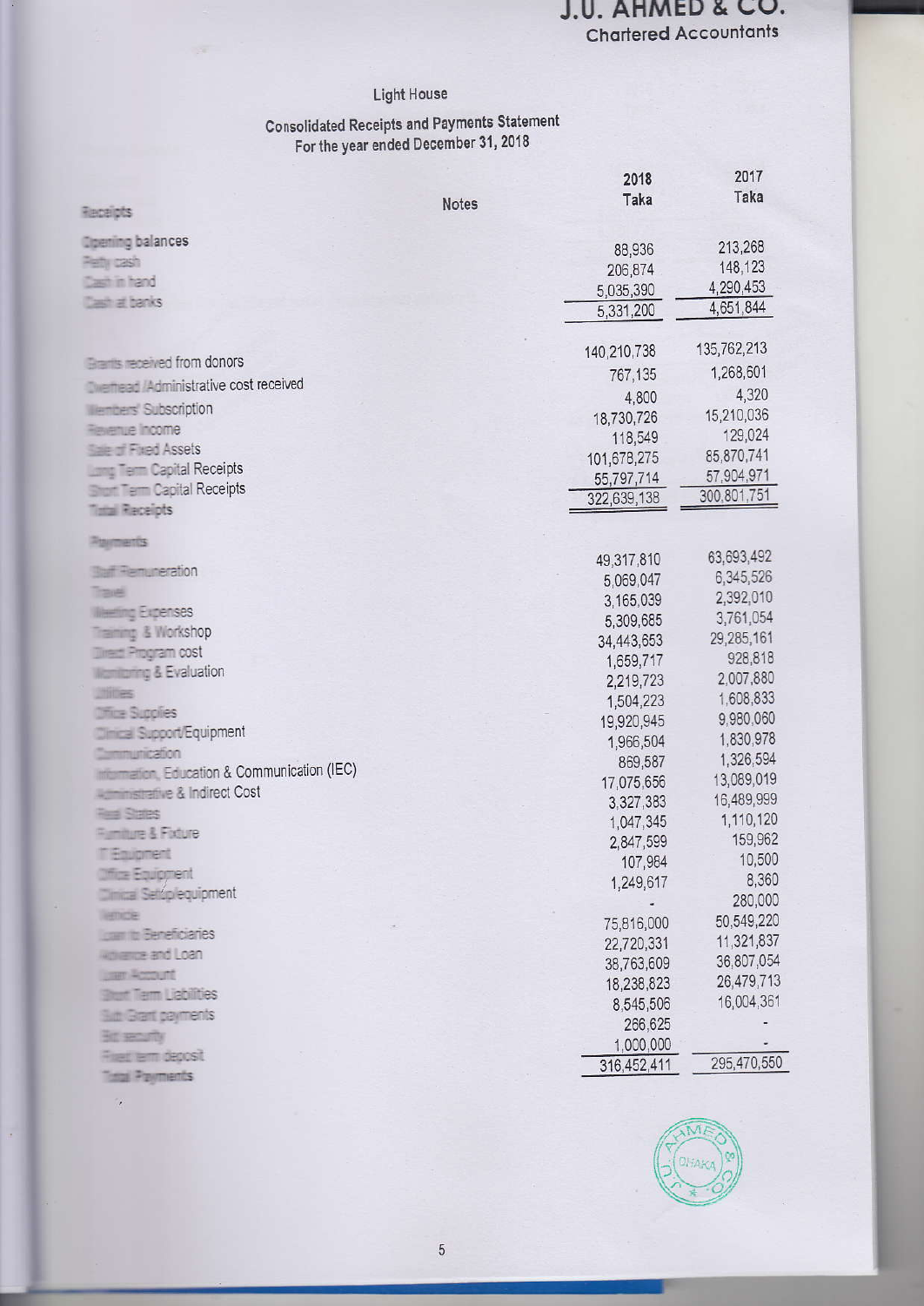# Light House

## Consolidated Receipts and Payments Statement
### For the year ended December 31, 2018

| Receipts | Notes | 2018 Taka | 2017 Taka |
|---|---|---|---|
| **Opening balances** | | | |
| Petty cash | | 88,936 | 213,268 |
| Cash in hand | | 206,874 | 148,123 |
| Cash at banks | | 5,035,390 | 4,290,453 |
| | | 5,331,200 | 4,651,844 |
| | | | |
| Grants received from donors | | 140,210,738 | 135,762,213 |
| Overhead /Administrative cost received | | 767,135 | 1,268,601 |
| Members' Subscription | | 4,800 | 4,320 |
| Revenue Income | | 18,730,726 | 15,210,036 |
| Sale of Fixed Assets | | 118,549 | 129,024 |
| Long Term Capital Receipts | | 101,678,275 | 85,870,741 |
| Short Term Capital Receipts | | 55,797,714 | 57,904,971 |
| **Total Receipts** | | 322,639,138 | 300,801,751 |
| **Payments** | | | |
| Staff Remuneration | | 49,317,810 | 63,693,492 |
| Travel | | 5,069,047 | 6,345,526 |
| Meeting Expenses | | 3,165,039 | 2,392,010 |
| Training & Workshop | | 5,309,685 | 3,761,054 |
| Direct Program cost | | 34,443,653 | 29,285,161 |
| Monitoring & Evaluation | | 1,659,717 | 928,818 |
| Utilities | | 2,219,723 | 2,007,880 |
| Office Supplies | | 1,504,223 | 1,608,833 |
| Clinical Support/Equipment | | 19,920,945 | 9,980,060 |
| Communication | | 1,966,504 | 1,830,978 |
| Information, Education & Communication (IEC) | | 869,587 | 1,326,594 |
| Administrative & Indirect Cost | | 17,075,656 | 13,089,019 |
| Real States | | 3,327,383 | 16,489,999 |
| Furniture & Fixture | | 1,047,345 | 1,110,120 |
| IT Equipment | | 2,847,599 | 159,962 |
| Office Equipment | | 107,984 | 10,500 |
| Clinical Setup/equipment | | 1,249,617 | 8,360 |
| Vehicle | | - | 280,000 |
| Loan to Beneficiaries | | 75,816,000 | 50,549,220 |
| Advance and Loan | | 22,720,331 | 11,321,837 |
| Loan Account | | 38,763,609 | 36,807,054 |
| Short Term Liabilities | | 18,238,823 | 26,479,713 |
| Sub Grant payments | | 8,545,506 | 16,004,361 |
| Bid security | | 266,625 | - |
| Fixed term deposit | | 1,000,000 | - |
| **Total Payments** | | 316,452,411 | 295,470,550 |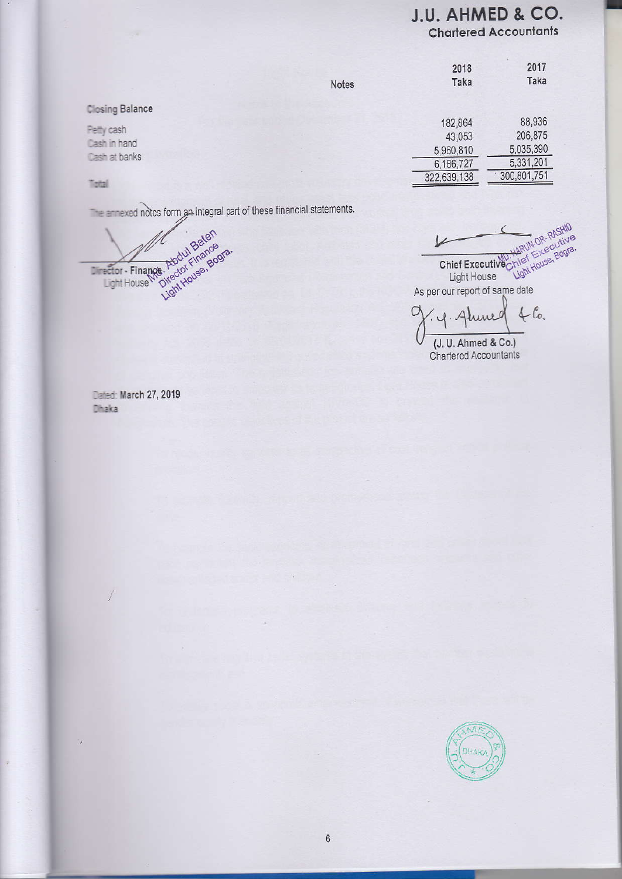# J.U. AHMED & CO.
Chartered Accountants

| | Notes | 2018 Taka | 2017 Taka |
|---|---|---|---|
| **Closing Balance** | | | |
| Petty cash | | 182,864 | 88,936 |
| Cash in hand | | 43,053 | 206,875 |
| Cash at banks | | 5,960,810 | 5,035,390 |
| | | 6,186,727 | 5,331,201 |
| Total | | 322,639,138 | 300,801,751 |

The annexed notes form an integral part of these financial statements.

Director - Finance
Light House

Md. Abdul Baten
Director Finance
Light House, Bogra.

Chief Executive
Light House

MD. HARUN-OR-RASHID
Chief Executive
Light House, Bogra.

As per our report of same date

(J. U. Ahmed & Co.)
Chartered Accountants

Dated: March 27, 2019
Dhaka